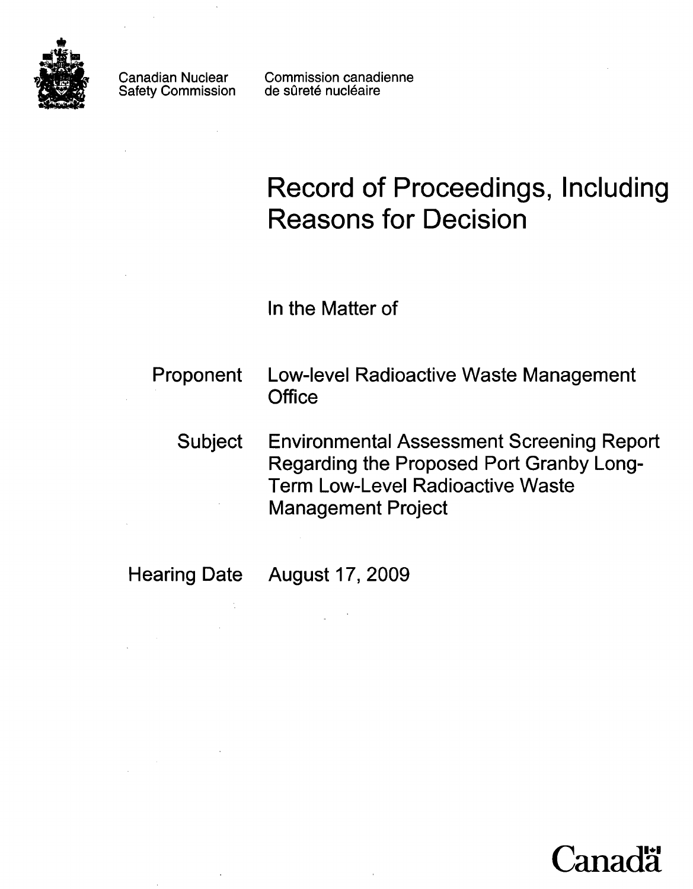Canadian Nuclear Safety Commission

Commission canadienne de sûreté nucléaire

# Record of Proceedings, Including Reasons for Decision

In the Matter of

| | |
|---|---|
| Proponent | Low-level Radioactive Waste Management Office |
| Subject | Environmental Assessment Screening Report Regarding the Proposed Port Granby Long-Term Low-Level Radioactive Waste Management Project |
| Hearing Date | August 17, 2009 |

Canada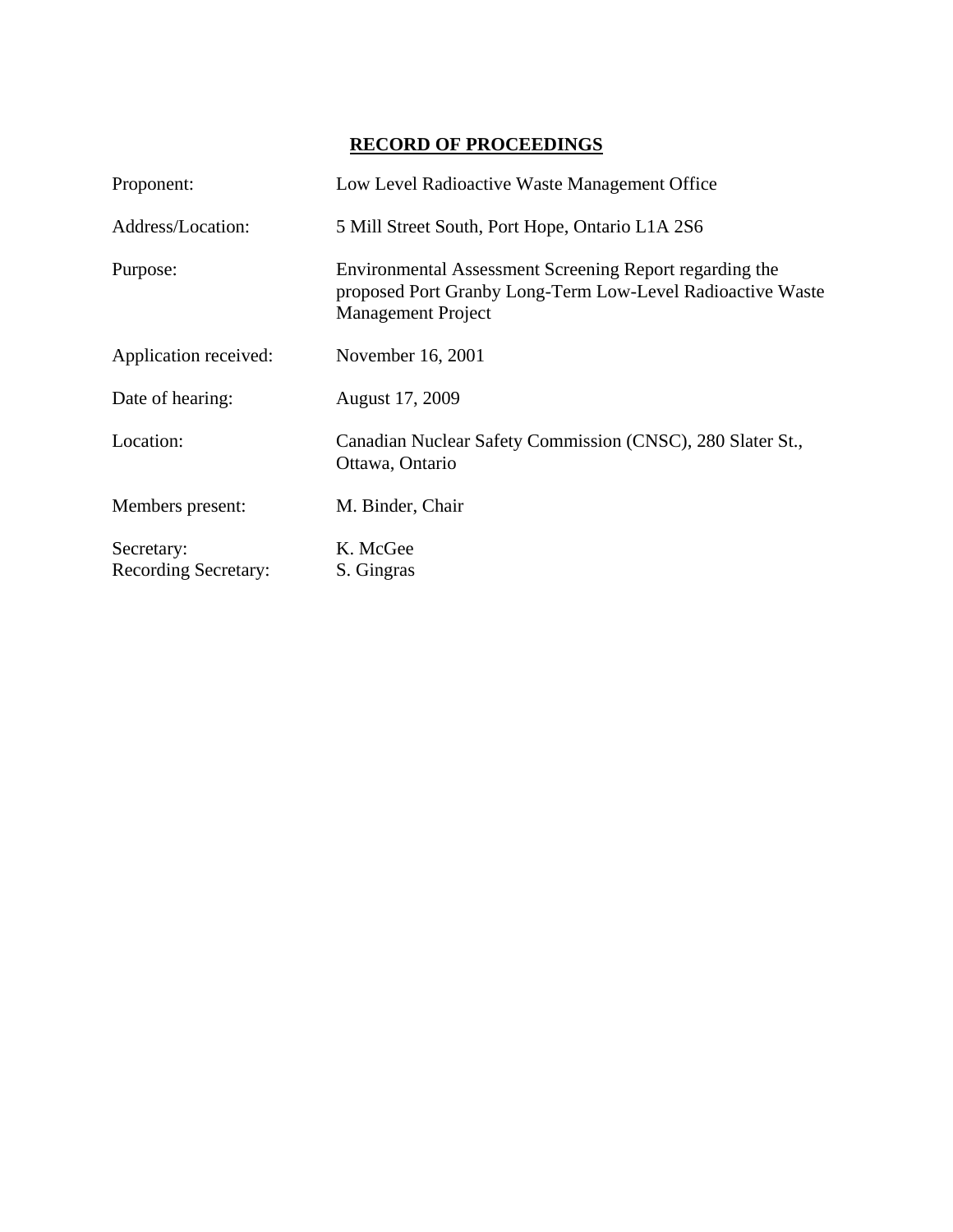# RECORD OF PROCEEDINGS

| | |
|---|---|
| Proponent: | Low Level Radioactive Waste Management Office |
| Address/Location: | 5 Mill Street South, Port Hope, Ontario L1A 2S6 |
| Purpose: | Environmental Assessment Screening Report regarding the proposed Port Granby Long-Term Low-Level Radioactive Waste Management Project |
| Application received: | November 16, 2001 |
| Date of hearing: | August 17, 2009 |
| Location: | Canadian Nuclear Safety Commission (CNSC), 280 Slater St., Ottawa, Ontario |
| Members present: | M. Binder, Chair |
| Secretary: | K. McGee |
| Recording Secretary: | S. Gingras |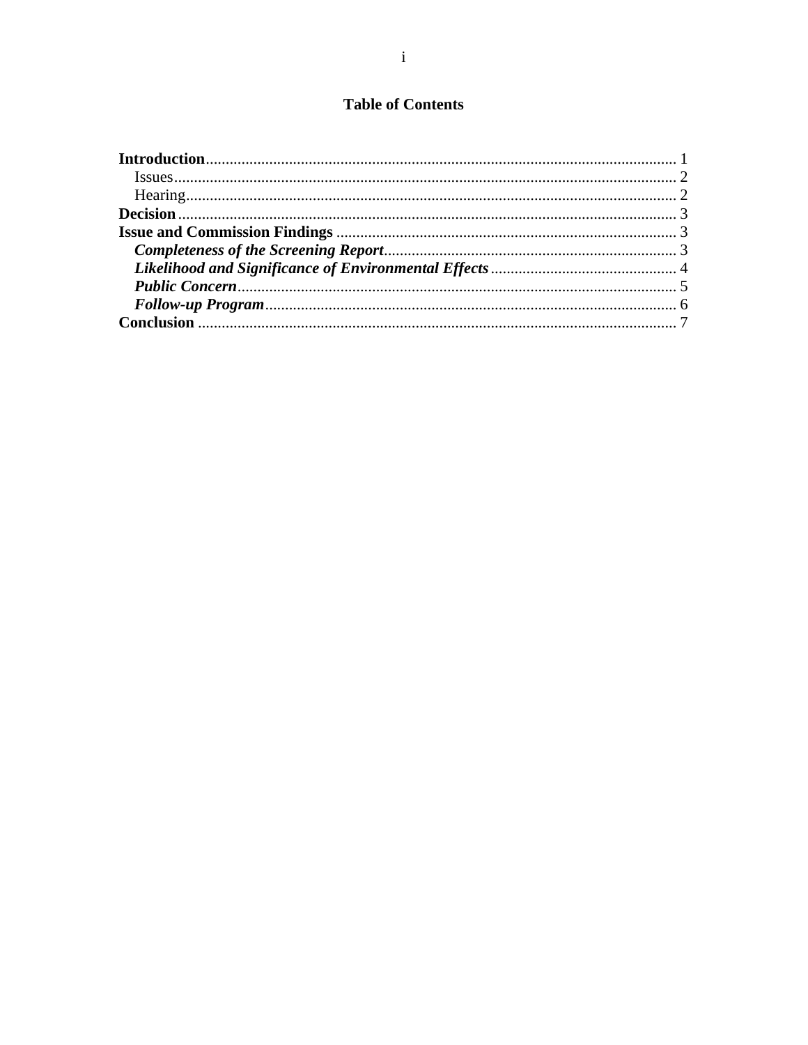# Table of Contents

**Introduction** ........................................................................................................ 1
  Issues ................................................................................................................. 2
  Hearing ............................................................................................................... 2
**Decision** ............................................................................................................. 3
**Issue and Commission Findings** ........................................................................ 3
  ***Completeness of the Screening Report*** ......................................................... 3
  ***Likelihood and Significance of Environmental Effects*** .................................. 4
  ***Public Concern*** ............................................................................................... 5
  ***Follow-up Program*** ........................................................................................ 6
**Conclusion** ......................................................................................................... 7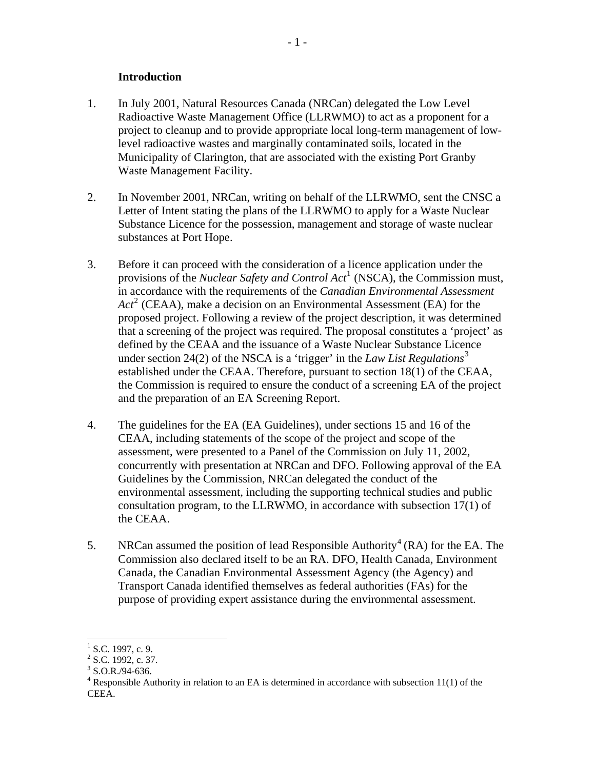**Introduction**

1. In July 2001, Natural Resources Canada (NRCan) delegated the Low Level Radioactive Waste Management Office (LLRWMO) to act as a proponent for a project to cleanup and to provide appropriate local long-term management of low-level radioactive wastes and marginally contaminated soils, located in the Municipality of Clarington, that are associated with the existing Port Granby Waste Management Facility.

2. In November 2001, NRCan, writing on behalf of the LLRWMO, sent the CNSC a Letter of Intent stating the plans of the LLRWMO to apply for a Waste Nuclear Substance Licence for the possession, management and storage of waste nuclear substances at Port Hope.

3. Before it can proceed with the consideration of a licence application under the provisions of the *Nuclear Safety and Control Act*[1] (NSCA), the Commission must, in accordance with the requirements of the *Canadian Environmental Assessment Act*[2] (CEAA), make a decision on an Environmental Assessment (EA) for the proposed project. Following a review of the project description, it was determined that a screening of the project was required. The proposal constitutes a 'project' as defined by the CEAA and the issuance of a Waste Nuclear Substance Licence under section 24(2) of the NSCA is a 'trigger' in the *Law List Regulations*[3] established under the CEAA. Therefore, pursuant to section 18(1) of the CEAA, the Commission is required to ensure the conduct of a screening EA of the project and the preparation of an EA Screening Report.

4. The guidelines for the EA (EA Guidelines), under sections 15 and 16 of the CEAA, including statements of the scope of the project and scope of the assessment, were presented to a Panel of the Commission on July 11, 2002, concurrently with presentation at NRCan and DFO. Following approval of the EA Guidelines by the Commission, NRCan delegated the conduct of the environmental assessment, including the supporting technical studies and public consultation program, to the LLRWMO, in accordance with subsection 17(1) of the CEAA.

5. NRCan assumed the position of lead Responsible Authority[4] (RA) for the EA. The Commission also declared itself to be an RA. DFO, Health Canada, Environment Canada, the Canadian Environmental Assessment Agency (the Agency) and Transport Canada identified themselves as federal authorities (FAs) for the purpose of providing expert assistance during the environmental assessment.

---

[1] S.C. 1997, c. 9.
[2] S.C. 1992, c. 37.
[3] S.O.R./94-636.
[4] Responsible Authority in relation to an EA is determined in accordance with subsection 11(1) of the CEEA.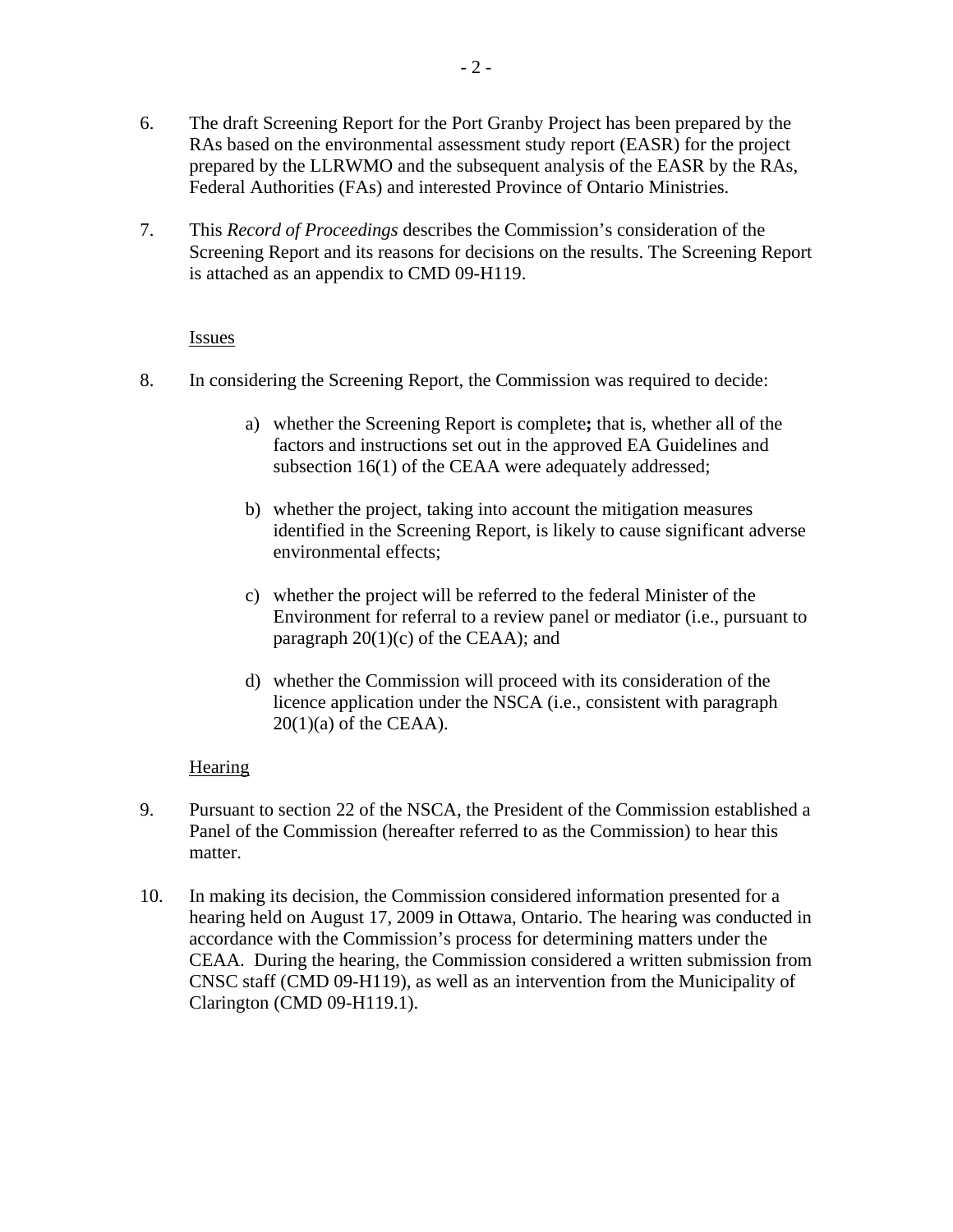6. The draft Screening Report for the Port Granby Project has been prepared by the RAs based on the environmental assessment study report (EASR) for the project prepared by the LLRWMO and the subsequent analysis of the EASR by the RAs, Federal Authorities (FAs) and interested Province of Ontario Ministries.

7. This *Record of Proceedings* describes the Commission's consideration of the Screening Report and its reasons for decisions on the results. The Screening Report is attached as an appendix to CMD 09-H119.

Issues

8. In considering the Screening Report, the Commission was required to decide:

   a) whether the Screening Report is complete**;** that is, whether all of the factors and instructions set out in the approved EA Guidelines and subsection 16(1) of the CEAA were adequately addressed;

   b) whether the project, taking into account the mitigation measures identified in the Screening Report, is likely to cause significant adverse environmental effects;

   c) whether the project will be referred to the federal Minister of the Environment for referral to a review panel or mediator (i.e., pursuant to paragraph 20(1)(c) of the CEAA); and

   d) whether the Commission will proceed with its consideration of the licence application under the NSCA (i.e., consistent with paragraph 20(1)(a) of the CEAA).

Hearing

9. Pursuant to section 22 of the NSCA, the President of the Commission established a Panel of the Commission (hereafter referred to as the Commission) to hear this matter.

10. In making its decision, the Commission considered information presented for a hearing held on August 17, 2009 in Ottawa, Ontario. The hearing was conducted in accordance with the Commission's process for determining matters under the CEAA. During the hearing, the Commission considered a written submission from CNSC staff (CMD 09-H119), as well as an intervention from the Municipality of Clarington (CMD 09-H119.1).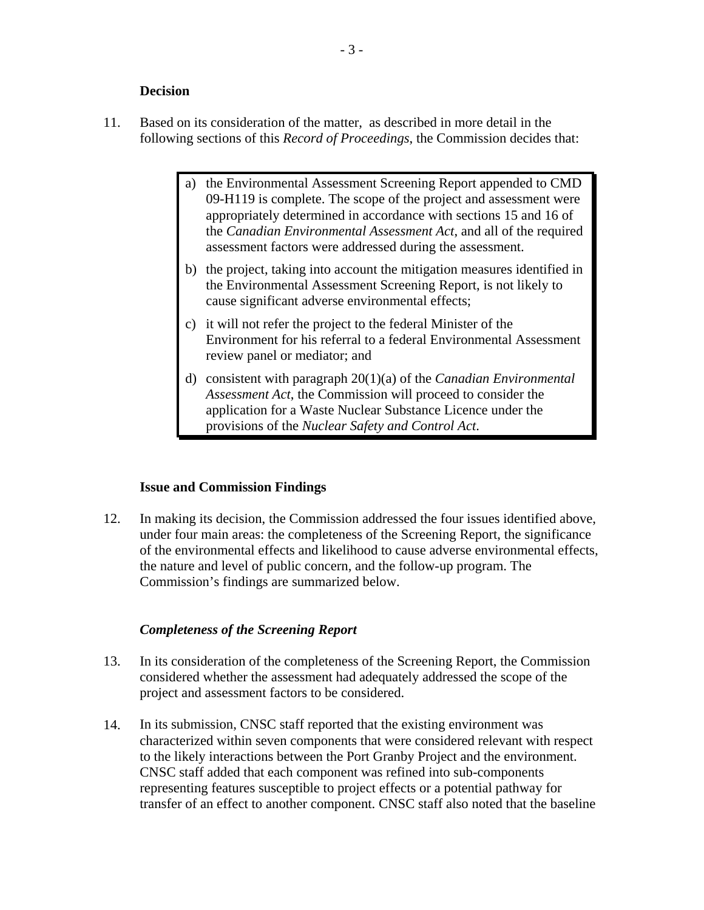**Decision**

11. Based on its consideration of the matter, as described in more detail in the following sections of this *Record of Proceedings*, the Commission decides that:

> a) the Environmental Assessment Screening Report appended to CMD 09-H119 is complete. The scope of the project and assessment were appropriately determined in accordance with sections 15 and 16 of the *Canadian Environmental Assessment Act*, and all of the required assessment factors were addressed during the assessment.
>
> b) the project, taking into account the mitigation measures identified in the Environmental Assessment Screening Report, is not likely to cause significant adverse environmental effects;
>
> c) it will not refer the project to the federal Minister of the Environment for his referral to a federal Environmental Assessment review panel or mediator; and
>
> d) consistent with paragraph 20(1)(a) of the *Canadian Environmental Assessment Act*, the Commission will proceed to consider the application for a Waste Nuclear Substance Licence under the provisions of the *Nuclear Safety and Control Act*.

**Issue and Commission Findings**

12. In making its decision, the Commission addressed the four issues identified above, under four main areas: the completeness of the Screening Report, the significance of the environmental effects and likelihood to cause adverse environmental effects, the nature and level of public concern, and the follow-up program. The Commission's findings are summarized below.

***Completeness of the Screening Report***

13. In its consideration of the completeness of the Screening Report, the Commission considered whether the assessment had adequately addressed the scope of the project and assessment factors to be considered.

14. In its submission, CNSC staff reported that the existing environment was characterized within seven components that were considered relevant with respect to the likely interactions between the Port Granby Project and the environment. CNSC staff added that each component was refined into sub-components representing features susceptible to project effects or a potential pathway for transfer of an effect to another component. CNSC staff also noted that the baseline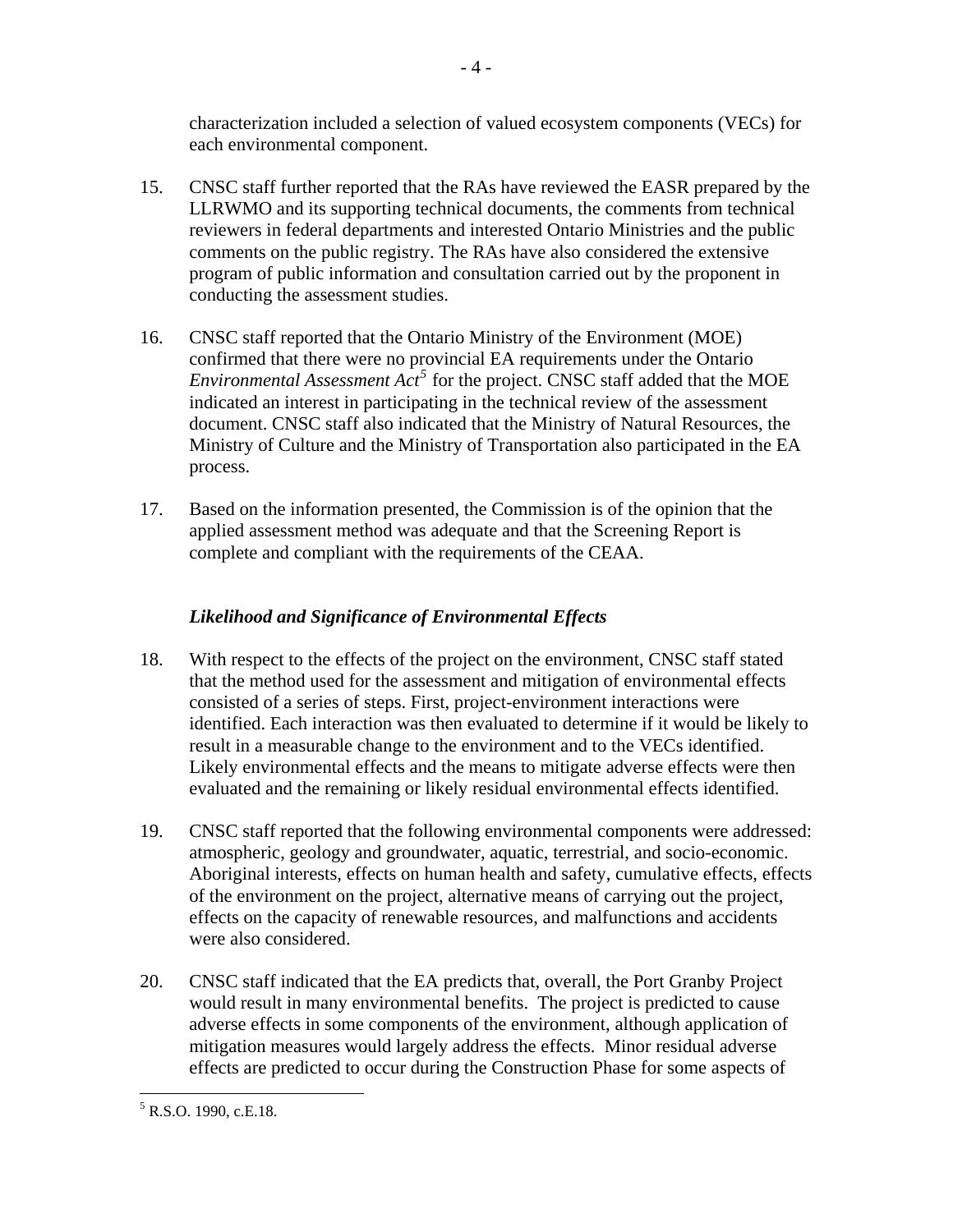characterization included a selection of valued ecosystem components (VECs) for each environmental component.

15. CNSC staff further reported that the RAs have reviewed the EASR prepared by the LLRWMO and its supporting technical documents, the comments from technical reviewers in federal departments and interested Ontario Ministries and the public comments on the public registry. The RAs have also considered the extensive program of public information and consultation carried out by the proponent in conducting the assessment studies.

16. CNSC staff reported that the Ontario Ministry of the Environment (MOE) confirmed that there were no provincial EA requirements under the Ontario *Environmental Assessment Act*[5] for the project. CNSC staff added that the MOE indicated an interest in participating in the technical review of the assessment document. CNSC staff also indicated that the Ministry of Natural Resources, the Ministry of Culture and the Ministry of Transportation also participated in the EA process.

17. Based on the information presented, the Commission is of the opinion that the applied assessment method was adequate and that the Screening Report is complete and compliant with the requirements of the CEAA.

### *Likelihood and Significance of Environmental Effects*

18. With respect to the effects of the project on the environment, CNSC staff stated that the method used for the assessment and mitigation of environmental effects consisted of a series of steps. First, project-environment interactions were identified. Each interaction was then evaluated to determine if it would be likely to result in a measurable change to the environment and to the VECs identified. Likely environmental effects and the means to mitigate adverse effects were then evaluated and the remaining or likely residual environmental effects identified.

19. CNSC staff reported that the following environmental components were addressed: atmospheric, geology and groundwater, aquatic, terrestrial, and socio-economic. Aboriginal interests, effects on human health and safety, cumulative effects, effects of the environment on the project, alternative means of carrying out the project, effects on the capacity of renewable resources, and malfunctions and accidents were also considered.

20. CNSC staff indicated that the EA predicts that, overall, the Port Granby Project would result in many environmental benefits. The project is predicted to cause adverse effects in some components of the environment, although application of mitigation measures would largely address the effects. Minor residual adverse effects are predicted to occur during the Construction Phase for some aspects of

[5] R.S.O. 1990, c.E.18.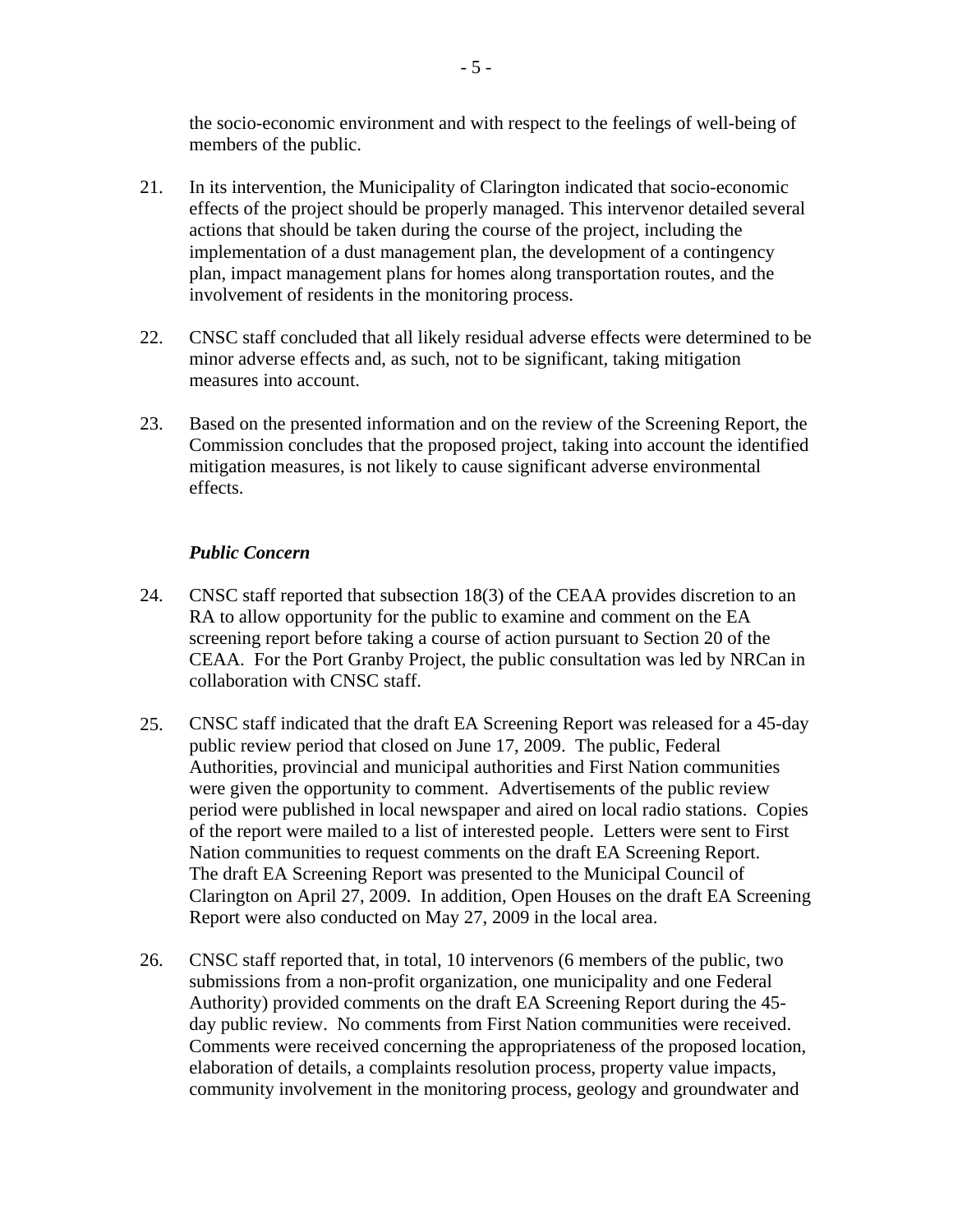the socio-economic environment and with respect to the feelings of well-being of members of the public.

21. In its intervention, the Municipality of Clarington indicated that socio-economic effects of the project should be properly managed. This intervenor detailed several actions that should be taken during the course of the project, including the implementation of a dust management plan, the development of a contingency plan, impact management plans for homes along transportation routes, and the involvement of residents in the monitoring process.

22. CNSC staff concluded that all likely residual adverse effects were determined to be minor adverse effects and, as such, not to be significant, taking mitigation measures into account.

23. Based on the presented information and on the review of the Screening Report, the Commission concludes that the proposed project, taking into account the identified mitigation measures, is not likely to cause significant adverse environmental effects.

***Public Concern***

24. CNSC staff reported that subsection 18(3) of the CEAA provides discretion to an RA to allow opportunity for the public to examine and comment on the EA screening report before taking a course of action pursuant to Section 20 of the CEAA. For the Port Granby Project, the public consultation was led by NRCan in collaboration with CNSC staff.

25. CNSC staff indicated that the draft EA Screening Report was released for a 45-day public review period that closed on June 17, 2009. The public, Federal Authorities, provincial and municipal authorities and First Nation communities were given the opportunity to comment. Advertisements of the public review period were published in local newspaper and aired on local radio stations. Copies of the report were mailed to a list of interested people. Letters were sent to First Nation communities to request comments on the draft EA Screening Report. The draft EA Screening Report was presented to the Municipal Council of Clarington on April 27, 2009. In addition, Open Houses on the draft EA Screening Report were also conducted on May 27, 2009 in the local area.

26. CNSC staff reported that, in total, 10 intervenors (6 members of the public, two submissions from a non-profit organization, one municipality and one Federal Authority) provided comments on the draft EA Screening Report during the 45-day public review. No comments from First Nation communities were received. Comments were received concerning the appropriateness of the proposed location, elaboration of details, a complaints resolution process, property value impacts, community involvement in the monitoring process, geology and groundwater and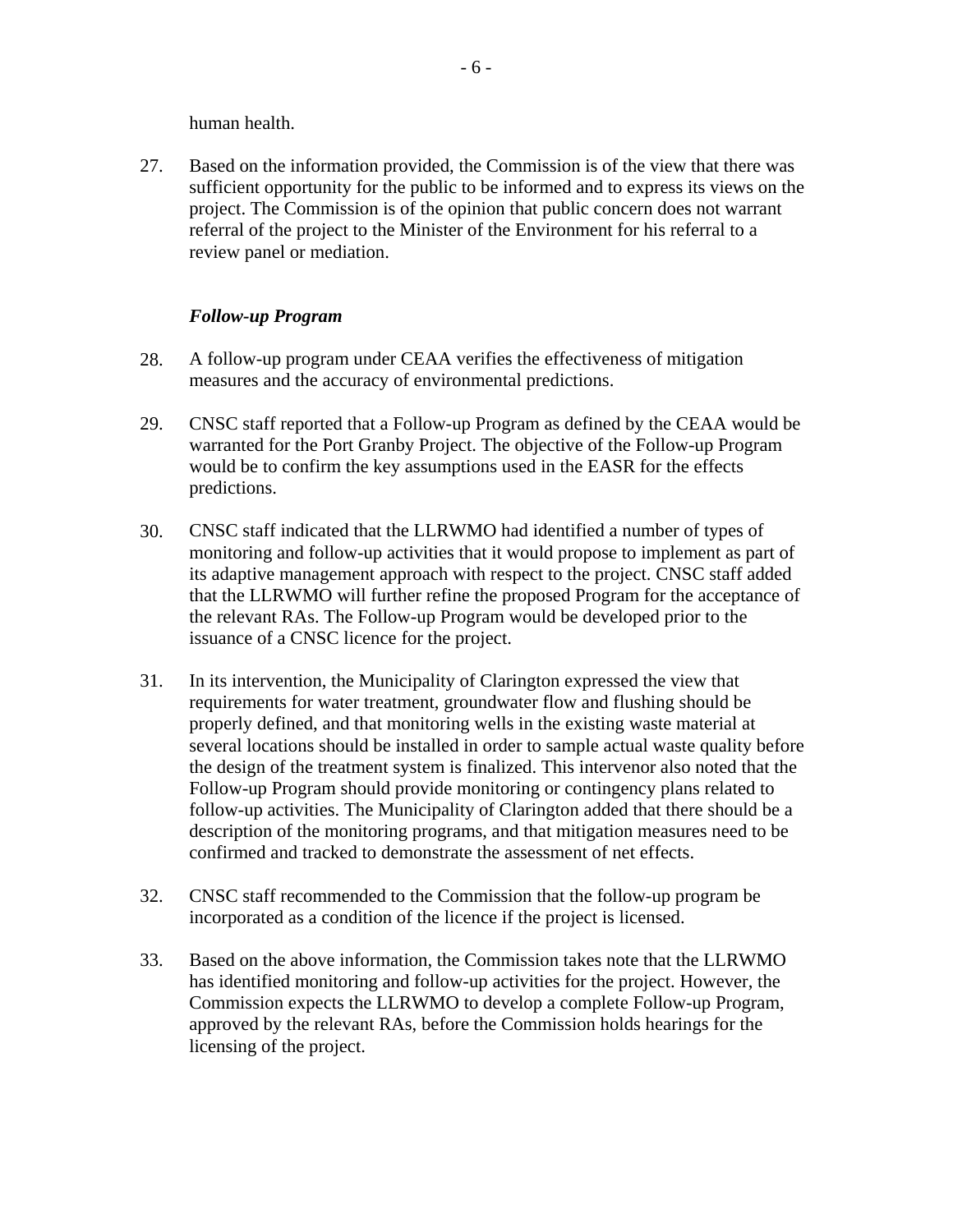human health.

27. Based on the information provided, the Commission is of the view that there was sufficient opportunity for the public to be informed and to express its views on the project. The Commission is of the opinion that public concern does not warrant referral of the project to the Minister of the Environment for his referral to a review panel or mediation.

***Follow-up Program***

28. A follow-up program under CEAA verifies the effectiveness of mitigation measures and the accuracy of environmental predictions.

29. CNSC staff reported that a Follow-up Program as defined by the CEAA would be warranted for the Port Granby Project. The objective of the Follow-up Program would be to confirm the key assumptions used in the EASR for the effects predictions.

30. CNSC staff indicated that the LLRWMO had identified a number of types of monitoring and follow-up activities that it would propose to implement as part of its adaptive management approach with respect to the project. CNSC staff added that the LLRWMO will further refine the proposed Program for the acceptance of the relevant RAs. The Follow-up Program would be developed prior to the issuance of a CNSC licence for the project.

31. In its intervention, the Municipality of Clarington expressed the view that requirements for water treatment, groundwater flow and flushing should be properly defined, and that monitoring wells in the existing waste material at several locations should be installed in order to sample actual waste quality before the design of the treatment system is finalized. This intervenor also noted that the Follow-up Program should provide monitoring or contingency plans related to follow-up activities. The Municipality of Clarington added that there should be a description of the monitoring programs, and that mitigation measures need to be confirmed and tracked to demonstrate the assessment of net effects.

32. CNSC staff recommended to the Commission that the follow-up program be incorporated as a condition of the licence if the project is licensed.

33. Based on the above information, the Commission takes note that the LLRWMO has identified monitoring and follow-up activities for the project. However, the Commission expects the LLRWMO to develop a complete Follow-up Program, approved by the relevant RAs, before the Commission holds hearings for the licensing of the project.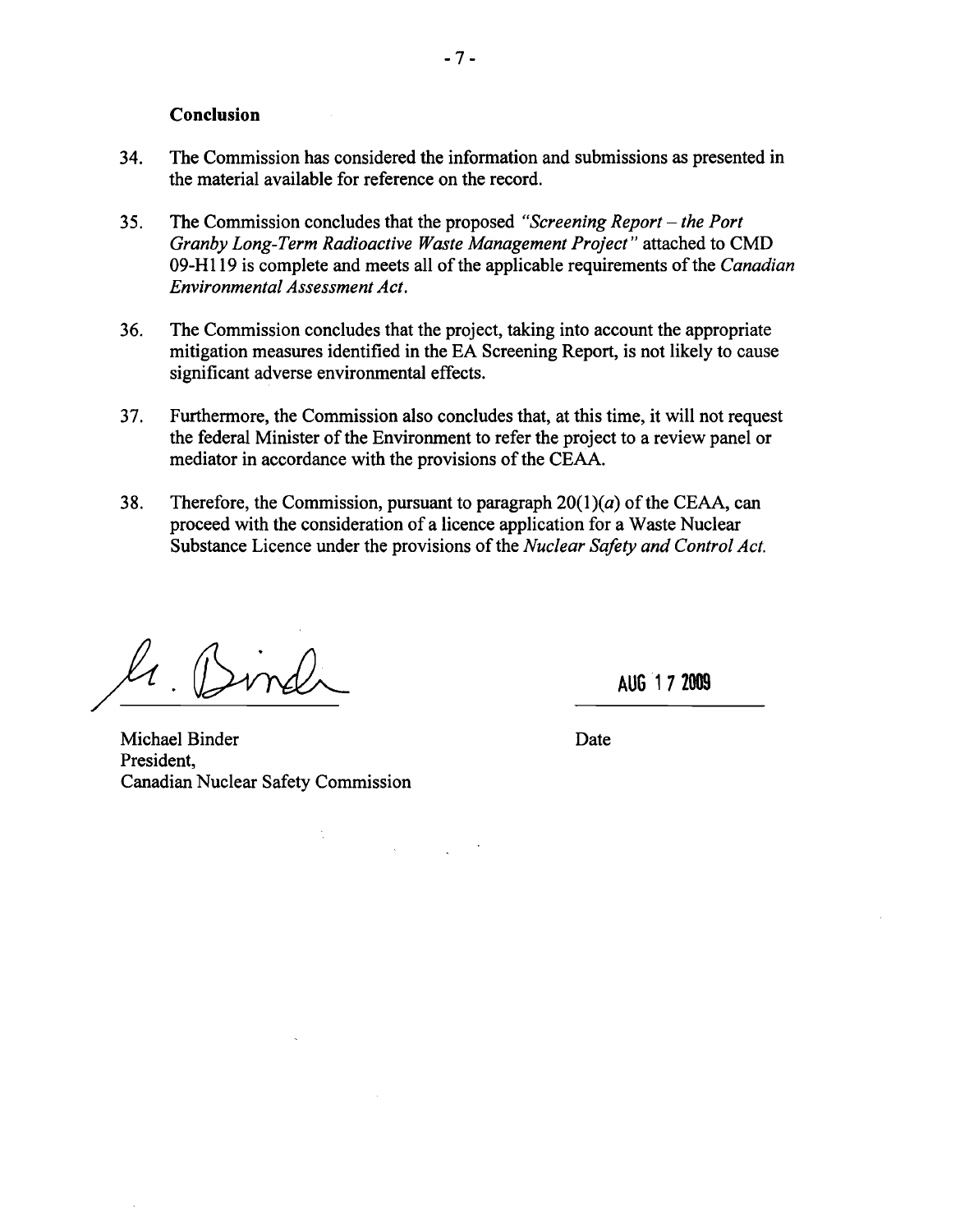**Conclusion**

34. The Commission has considered the information and submissions as presented in the material available for reference on the record.

35. The Commission concludes that the proposed *"Screening Report – the Port Granby Long-Term Radioactive Waste Management Project"* attached to CMD 09-H119 is complete and meets all of the applicable requirements of the *Canadian Environmental Assessment Act*.

36. The Commission concludes that the project, taking into account the appropriate mitigation measures identified in the EA Screening Report, is not likely to cause significant adverse environmental effects.

37. Furthermore, the Commission also concludes that, at this time, it will not request the federal Minister of the Environment to refer the project to a review panel or mediator in accordance with the provisions of the CEAA.

38. Therefore, the Commission, pursuant to paragraph 20(1)(*a*) of the CEAA, can proceed with the consideration of a licence application for a Waste Nuclear Substance Licence under the provisions of the *Nuclear Safety and Control Act.*

M. Binder

AUG 17 2009

Michael Binder
President,
Canadian Nuclear Safety Commission

Date